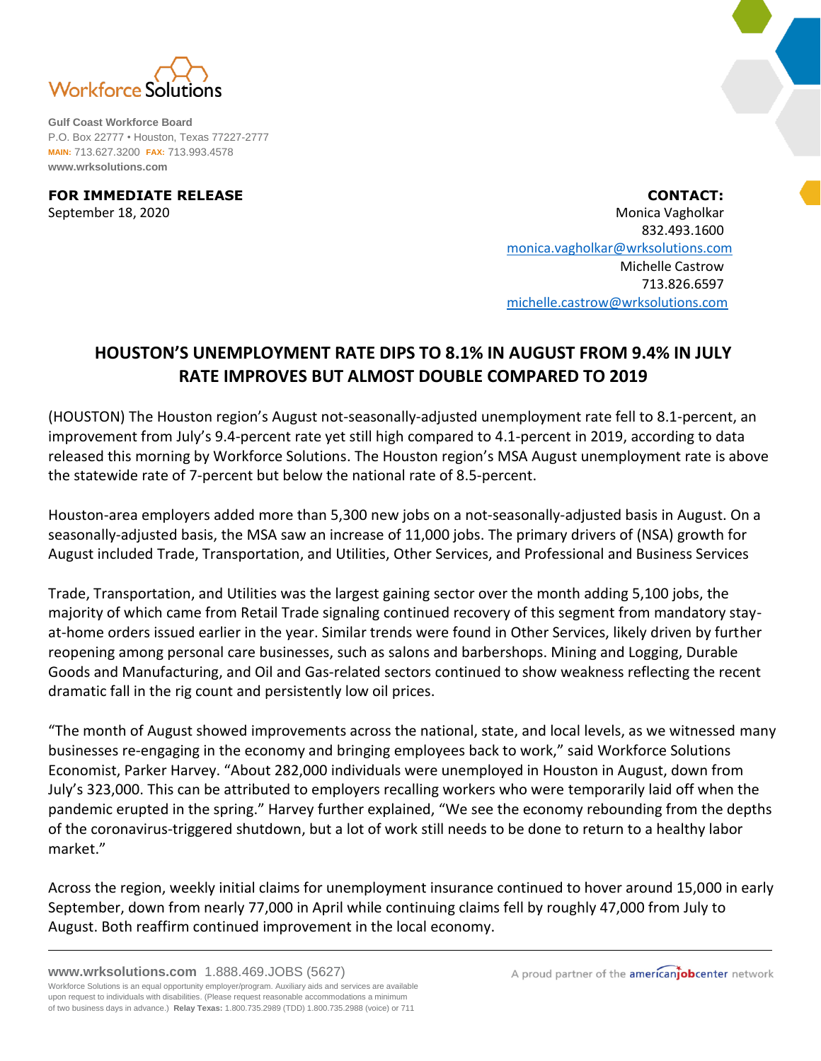Workforce Solutions

**Gulf Coast Workforce Board**
P.O. Box 22777 • Houston, Texas 77227-2777
**MAIN:** 713.627.3200 **FAX:** 713.993.4578
**www.wrksolutions.com**

**FOR IMMEDIATE RELEASE**
September 18, 2020

**CONTACT:**
Monica Vagholkar
832.493.1600
monica.vagholkar@wrksolutions.com
Michelle Castrow
713.826.6597
michelle.castrow@wrksolutions.com

# HOUSTON'S UNEMPLOYMENT RATE DIPS TO 8.1% IN AUGUST FROM 9.4% IN JULY
## RATE IMPROVES BUT ALMOST DOUBLE COMPARED TO 2019

(HOUSTON) The Houston region's August not-seasonally-adjusted unemployment rate fell to 8.1-percent, an improvement from July's 9.4-percent rate yet still high compared to 4.1-percent in 2019, according to data released this morning by Workforce Solutions. The Houston region's MSA August unemployment rate is above the statewide rate of 7-percent but below the national rate of 8.5-percent.

Houston-area employers added more than 5,300 new jobs on a not-seasonally-adjusted basis in August. On a seasonally-adjusted basis, the MSA saw an increase of 11,000 jobs. The primary drivers of (NSA) growth for August included Trade, Transportation, and Utilities, Other Services, and Professional and Business Services

Trade, Transportation, and Utilities was the largest gaining sector over the month adding 5,100 jobs, the majority of which came from Retail Trade signaling continued recovery of this segment from mandatory stay-at-home orders issued earlier in the year. Similar trends were found in Other Services, likely driven by further reopening among personal care businesses, such as salons and barbershops. Mining and Logging, Durable Goods and Manufacturing, and Oil and Gas-related sectors continued to show weakness reflecting the recent dramatic fall in the rig count and persistently low oil prices.

"The month of August showed improvements across the national, state, and local levels, as we witnessed many businesses re-engaging in the economy and bringing employees back to work," said Workforce Solutions Economist, Parker Harvey. "About 282,000 individuals were unemployed in Houston in August, down from July's 323,000. This can be attributed to employers recalling workers who were temporarily laid off when the pandemic erupted in the spring." Harvey further explained, "We see the economy rebounding from the depths of the coronavirus-triggered shutdown, but a lot of work still needs to be done to return to a healthy labor market."

Across the region, weekly initial claims for unemployment insurance continued to hover around 15,000 in early September, down from nearly 77,000 in April while continuing claims fell by roughly 47,000 from July to August. Both reaffirm continued improvement in the local economy.

**www.wrksolutions.com** 1.888.469.JOBS (5627)
Workforce Solutions is an equal opportunity employer/program. Auxiliary aids and services are available upon request to individuals with disabilities. (Please request reasonable accommodations a minimum of two business days in advance.) **Relay Texas:** 1.800.735.2989 (TDD) 1.800.735.2988 (voice) or 711

A proud partner of the americanjobcenter network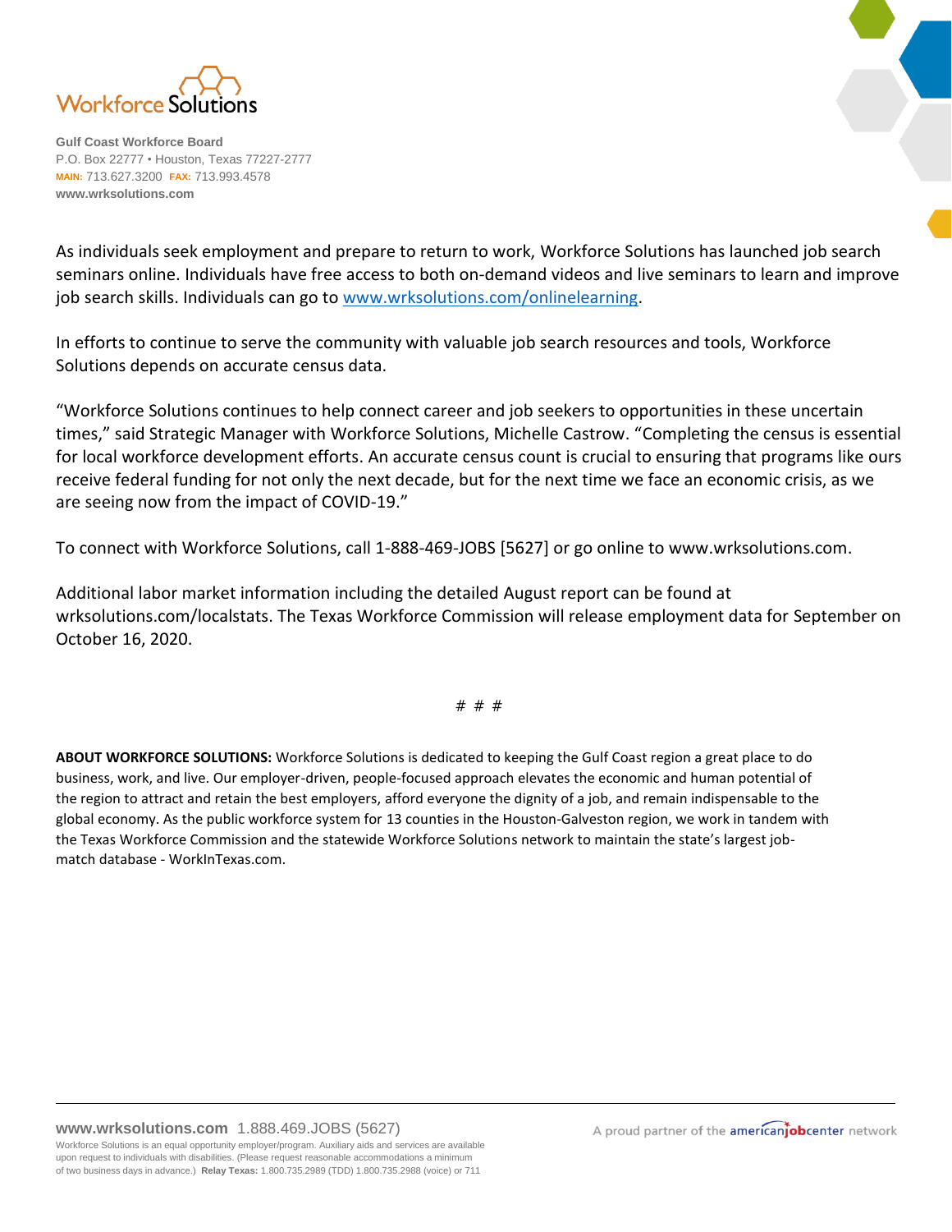As individuals seek employment and prepare to return to work, Workforce Solutions has launched job search seminars online. Individuals have free access to both on-demand videos and live seminars to learn and improve job search skills. Individuals can go to [www.wrksolutions.com/onlinelearning](http://www.wrksolutions.com/onlinelearning).

In efforts to continue to serve the community with valuable job search resources and tools, Workforce Solutions depends on accurate census data.

"Workforce Solutions continues to help connect career and job seekers to opportunities in these uncertain times," said Strategic Manager with Workforce Solutions, Michelle Castrow. "Completing the census is essential for local workforce development efforts. An accurate census count is crucial to ensuring that programs like ours receive federal funding for not only the next decade, but for the next time we face an economic crisis, as we are seeing now from the impact of COVID-19."

To connect with Workforce Solutions, call 1-888-469-JOBS [5627] or go online to www.wrksolutions.com.

Additional labor market information including the detailed August report can be found at wrksolutions.com/localstats. The Texas Workforce Commission will release employment data for September on October 16, 2020.

# # #

**ABOUT WORKFORCE SOLUTIONS:** Workforce Solutions is dedicated to keeping the Gulf Coast region a great place to do business, work, and live. Our employer-driven, people-focused approach elevates the economic and human potential of the region to attract and retain the best employers, afford everyone the dignity of a job, and remain indispensable to the global economy. As the public workforce system for 13 counties in the Houston-Galveston region, we work in tandem with the Texas Workforce Commission and the statewide Workforce Solutions network to maintain the state's largest job-match database - WorkInTexas.com.